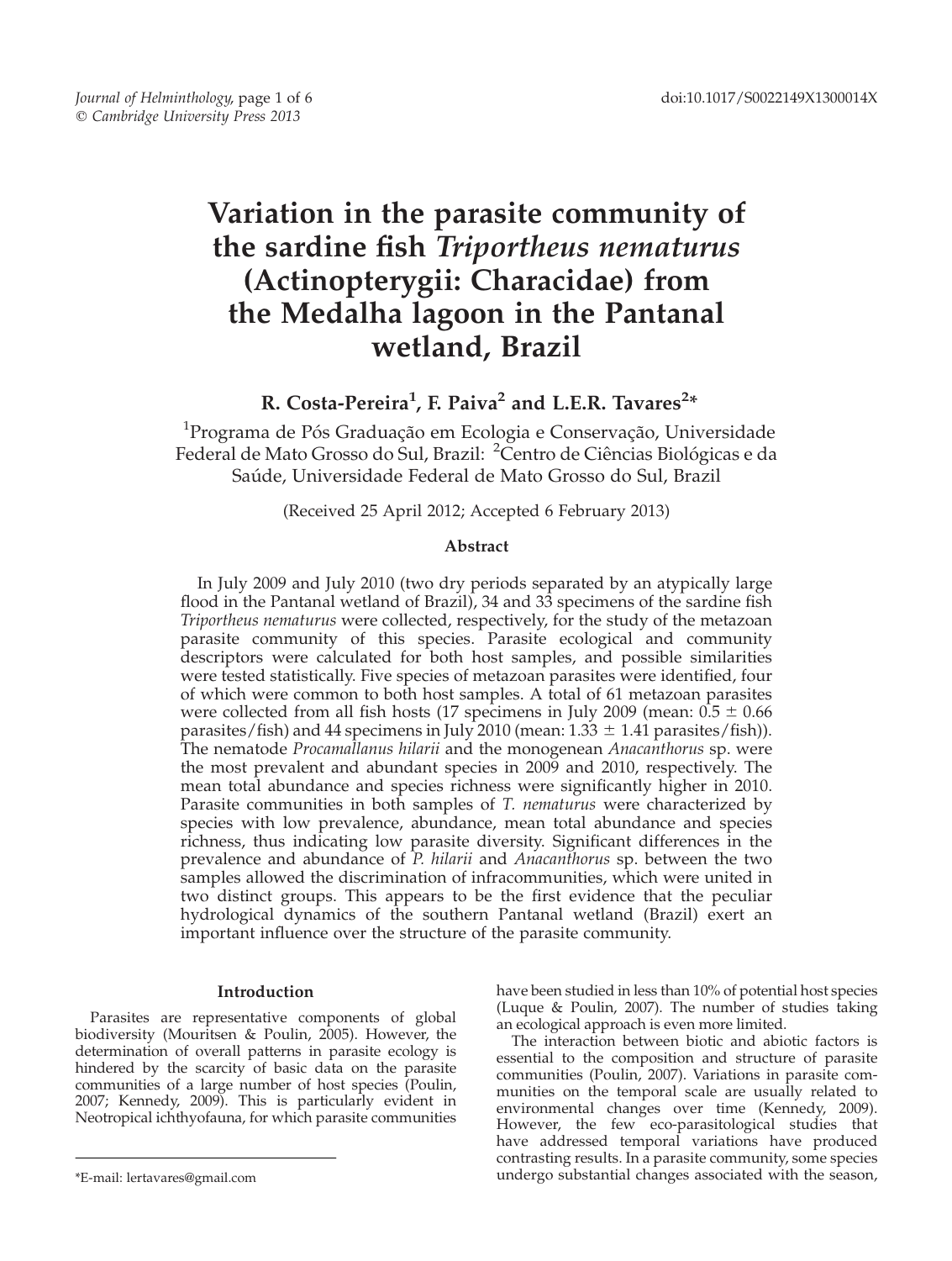# Variation in the parasite community of the sardine fish *Triportheus nematurus* (Actinopterygii: Characidae) from the Medalha lagoon in the Pantanal wetland, Brazil

**R. Costa-Pereira[1], F. Paiva[2] and L.E.R. Tavares[2]***

[1]Programa de Pós Graduação em Ecologia e Conservação, Universidade Federal de Mato Grosso do Sul, Brazil: [2]Centro de Ciências Biológicas e da Saúde, Universidade Federal de Mato Grosso do Sul, Brazil

(Received 25 April 2012; Accepted 6 February 2013)

### Abstract

In July 2009 and July 2010 (two dry periods separated by an atypically large flood in the Pantanal wetland of Brazil), 34 and 33 specimens of the sardine fish *Triportheus nematurus* were collected, respectively, for the study of the metazoan parasite community of this species. Parasite ecological and community descriptors were calculated for both host samples, and possible similarities were tested statistically. Five species of metazoan parasites were identified, four of which were common to both host samples. A total of 61 metazoan parasites were collected from all fish hosts (17 specimens in July 2009 (mean: $0.5 \pm 0.66$ parasites/fish) and 44 specimens in July 2010 (mean: $1.33 \pm 1.41$ parasites/fish)). The nematode *Procamallanus hilarii* and the monogenean *Anacanthorus* sp. were the most prevalent and abundant species in 2009 and 2010, respectively. The mean total abundance and species richness were significantly higher in 2010. Parasite communities in both samples of *T. nematurus* were characterized by species with low prevalence, abundance, mean total abundance and species richness, thus indicating low parasite diversity. Significant differences in the prevalence and abundance of *P. hilarii* and *Anacanthorus* sp. between the two samples allowed the discrimination of infracommunities, which were united in two distinct groups. This appears to be the first evidence that the peculiar hydrological dynamics of the southern Pantanal wetland (Brazil) exert an important influence over the structure of the parasite community.

## Introduction

Parasites are representative components of global biodiversity (Mouritsen & Poulin, 2005). However, the determination of overall patterns in parasite ecology is hindered by the scarcity of basic data on the parasite communities of a large number of host species (Poulin, 2007; Kennedy, 2009). This is particularly evident in Neotropical ichthyofauna, for which parasite communities have been studied in less than 10% of potential host species (Luque & Poulin, 2007). The number of studies taking an ecological approach is even more limited.

The interaction between biotic and abiotic factors is essential to the composition and structure of parasite communities (Poulin, 2007). Variations in parasite communities on the temporal scale are usually related to environmental changes over time (Kennedy, 2009). However, the few eco-parasitological studies that have addressed temporal variations have produced contrasting results. In a parasite community, some species undergo substantial changes associated with the season,

*E-mail: lertavares@gmail.com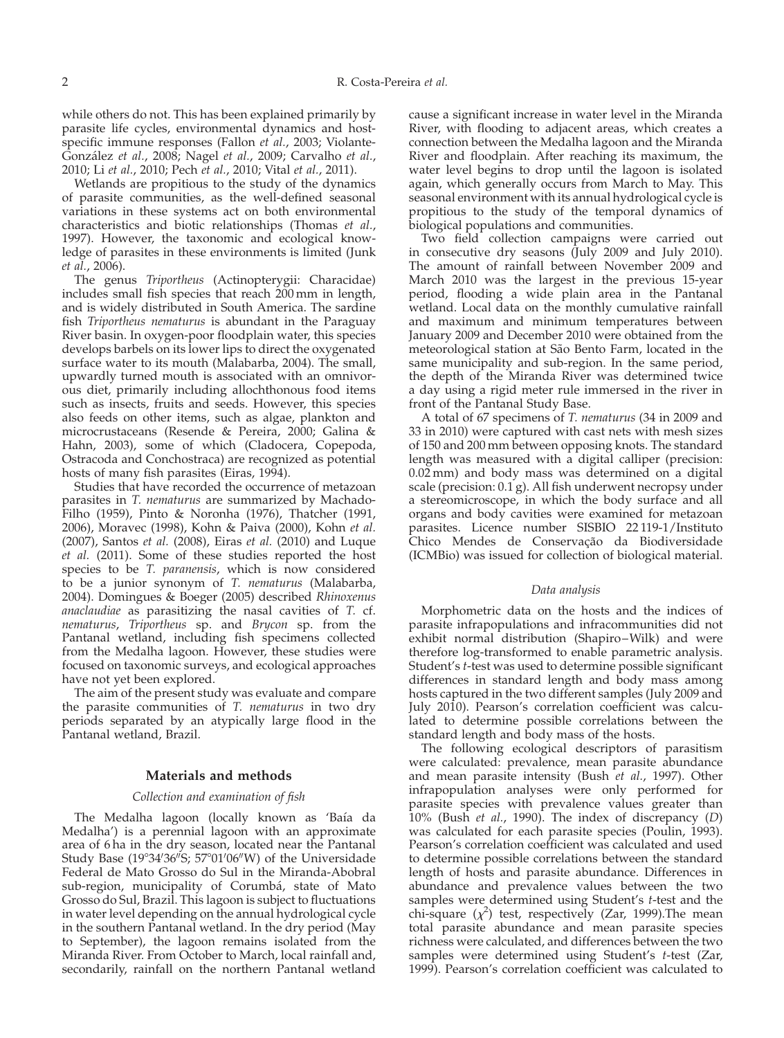while others do not. This has been explained primarily by parasite life cycles, environmental dynamics and host-specific immune responses (Fallon *et al.*, 2003; Violante-González *et al.*, 2008; Nagel *et al.*, 2009; Carvalho *et al.*, 2010; Li *et al.*, 2010; Pech *et al.*, 2010; Vital *et al.*, 2011).

Wetlands are propitious to the study of the dynamics of parasite communities, as the well-defined seasonal variations in these systems act on both environmental characteristics and biotic relationships (Thomas *et al.*, 1997). However, the taxonomic and ecological knowledge of parasites in these environments is limited (Junk *et al.*, 2006).

The genus *Triportheus* (Actinopterygii: Characidae) includes small fish species that reach 200 mm in length, and is widely distributed in South America. The sardine fish *Triportheus nematurus* is abundant in the Paraguay River basin. In oxygen-poor floodplain water, this species develops barbels on its lower lips to direct the oxygenated surface water to its mouth (Malabarba, 2004). The small, upwardly turned mouth is associated with an omnivorous diet, primarily including allochthonous food items such as insects, fruits and seeds. However, this species also feeds on other items, such as algae, plankton and microcrustaceans (Resende & Pereira, 2000; Galina & Hahn, 2003), some of which (Cladocera, Copepoda, Ostracoda and Conchostraca) are recognized as potential hosts of many fish parasites (Eiras, 1994).

Studies that have recorded the occurrence of metazoan parasites in *T. nematurus* are summarized by Machado-Filho (1959), Pinto & Noronha (1976), Thatcher (1991, 2006), Moravec (1998), Kohn & Paiva (2000), Kohn *et al.* (2007), Santos *et al.* (2008), Eiras *et al.* (2010) and Luque *et al.* (2011). Some of these studies reported the host species to be *T. paranensis*, which is now considered to be a junior synonym of *T. nematurus* (Malabarba, 2004). Domingues & Boeger (2005) described *Rhinoxenus anaclaudiae* as parasitizing the nasal cavities of *T.* cf. *nematurus*, *Triportheus* sp. and *Brycon* sp. from the Pantanal wetland, including fish specimens collected from the Medalha lagoon. However, these studies were focused on taxonomic surveys, and ecological approaches have not yet been explored.

The aim of the present study was evaluate and compare the parasite communities of *T. nematurus* in two dry periods separated by an atypically large flood in the Pantanal wetland, Brazil.

## Materials and methods

### *Collection and examination of fish*

The Medalha lagoon (locally known as 'Baía da Medalha') is a perennial lagoon with an approximate area of 6 ha in the dry season, located near the Pantanal Study Base (19°34′36″S; 57°01′06″W) of the Universidade Federal de Mato Grosso do Sul in the Miranda-Abobral sub-region, municipality of Corumbá, state of Mato Grosso do Sul, Brazil. This lagoon is subject to fluctuations in water level depending on the annual hydrological cycle in the southern Pantanal wetland. In the dry period (May to September), the lagoon remains isolated from the Miranda River. From October to March, local rainfall and, secondarily, rainfall on the northern Pantanal wetland cause a significant increase in water level in the Miranda River, with flooding to adjacent areas, which creates a connection between the Medalha lagoon and the Miranda River and floodplain. After reaching its maximum, the water level begins to drop until the lagoon is isolated again, which generally occurs from March to May. This seasonal environment with its annual hydrological cycle is propitious to the study of the temporal dynamics of biological populations and communities.

Two field collection campaigns were carried out in consecutive dry seasons (July 2009 and July 2010). The amount of rainfall between November 2009 and March 2010 was the largest in the previous 15-year period, flooding a wide plain area in the Pantanal wetland. Local data on the monthly cumulative rainfall and maximum and minimum temperatures between January 2009 and December 2010 were obtained from the meteorological station at São Bento Farm, located in the same municipality and sub-region. In the same period, the depth of the Miranda River was determined twice a day using a rigid meter rule immersed in the river in front of the Pantanal Study Base.

A total of 67 specimens of *T. nematurus* (34 in 2009 and 33 in 2010) were captured with cast nets with mesh sizes of 150 and 200 mm between opposing knots. The standard length was measured with a digital calliper (precision: 0.02 mm) and body mass was determined on a digital scale (precision: 0.1 g). All fish underwent necropsy under a stereomicroscope, in which the body surface and all organs and body cavities were examined for metazoan parasites. Licence number SISBIO 22 119-1/Instituto Chico Mendes de Conservação da Biodiversidade (ICMBio) was issued for collection of biological material.

### *Data analysis*

Morphometric data on the hosts and the indices of parasite infrapopulations and infracommunities did not exhibit normal distribution (Shapiro–Wilk) and were therefore log-transformed to enable parametric analysis. Student's *t*-test was used to determine possible significant differences in standard length and body mass among hosts captured in the two different samples (July 2009 and July 2010). Pearson's correlation coefficient was calculated to determine possible correlations between the standard length and body mass of the hosts.

The following ecological descriptors of parasitism were calculated: prevalence, mean parasite abundance and mean parasite intensity (Bush *et al.*, 1997). Other infrapopulation analyses were only performed for parasite species with prevalence values greater than 10% (Bush *et al.*, 1990). The index of discrepancy ($D$) was calculated for each parasite species (Poulin, 1993). Pearson's correlation coefficient was calculated and used to determine possible correlations between the standard length of hosts and parasite abundance. Differences in abundance and prevalence values between the two samples were determined using Student's *t*-test and the chi-square ($\chi^2$) test, respectively (Zar, 1999).The mean total parasite abundance and mean parasite species richness were calculated, and differences between the two samples were determined using Student's *t*-test (Zar, 1999). Pearson's correlation coefficient was calculated to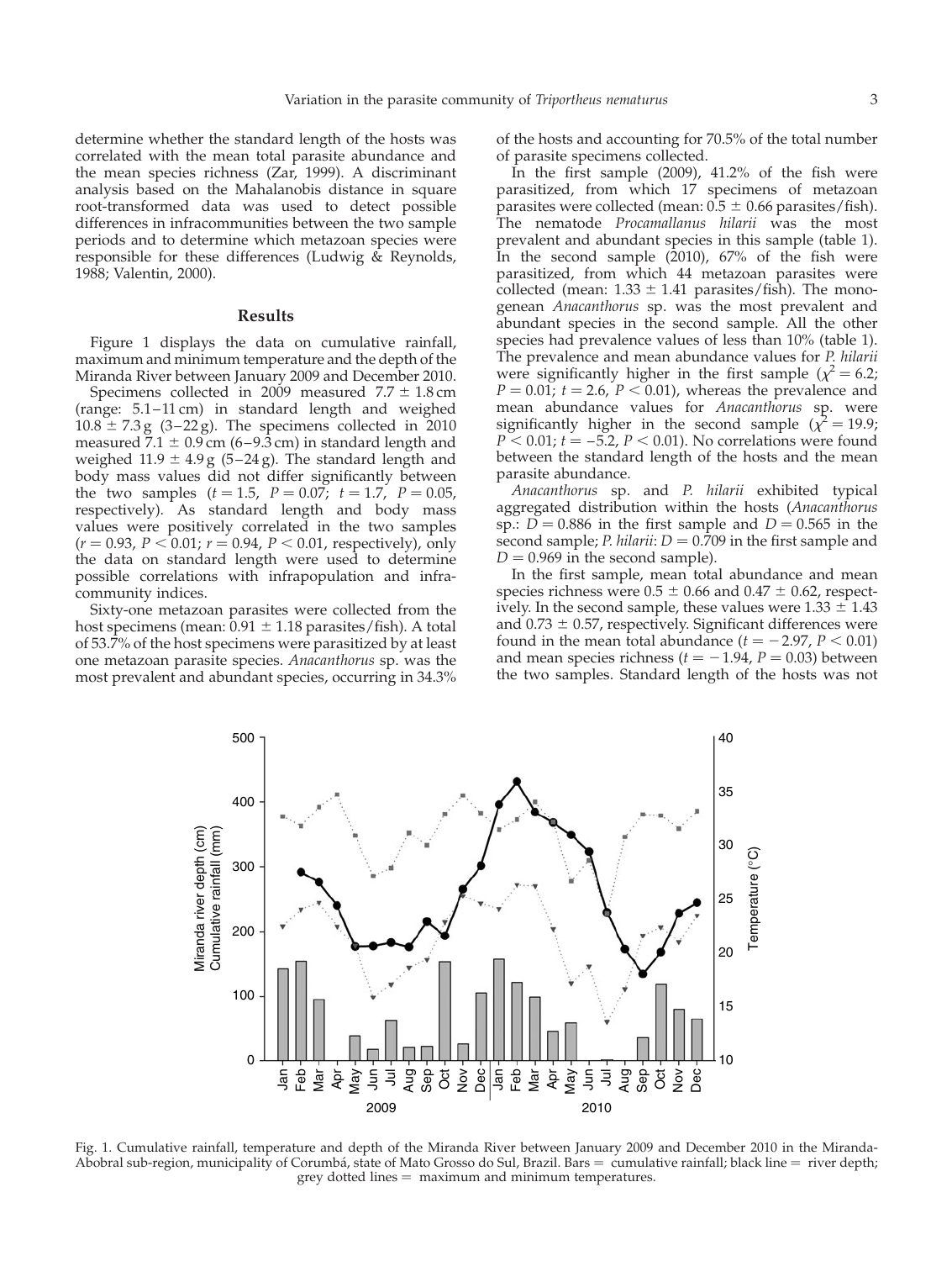determine whether the standard length of the hosts was correlated with the mean total parasite abundance and the mean species richness (Zar, 1999). A discriminant analysis based on the Mahalanobis distance in square root-transformed data was used to detect possible differences in infracommunities between the two sample periods and to determine which metazoan species were responsible for these differences (Ludwig & Reynolds, 1988; Valentin, 2000).

## Results

Figure 1 displays the data on cumulative rainfall, maximum and minimum temperature and the depth of the Miranda River between January 2009 and December 2010.

Specimens collected in 2009 measured 7.7 ± 1.8 cm (range: 5.1–11 cm) in standard length and weighed 10.8 ± 7.3 g (3–22 g). The specimens collected in 2010 measured 7.1 ± 0.9 cm (6–9.3 cm) in standard length and weighed 11.9 ± 4.9 g (5–24 g). The standard length and body mass values did not differ significantly between the two samples ($t = 1.5$, $P = 0.07$; $t = 1.7$, $P = 0.05$, respectively). As standard length and body mass values were positively correlated in the two samples ($r = 0.93$, $P < 0.01$; $r = 0.94$, $P < 0.01$, respectively), only the data on standard length were used to determine possible correlations with infrapopulation and infracommunity indices.

Sixty-one metazoan parasites were collected from the host specimens (mean: 0.91 ± 1.18 parasites/fish). A total of 53.7% of the host specimens were parasitized by at least one metazoan parasite species. *Anacanthorus* sp. was the most prevalent and abundant species, occurring in 34.3% of the hosts and accounting for 70.5% of the total number of parasite specimens collected.

In the first sample (2009), 41.2% of the fish were parasitized, from which 17 specimens of metazoan parasites were collected (mean: 0.5 ± 0.66 parasites/fish). The nematode *Procamallanus hilarii* was the most prevalent and abundant species in this sample (table 1). In the second sample (2010), 67% of the fish were parasitized, from which 44 metazoan parasites were collected (mean: 1.33 ± 1.41 parasites/fish). The monogenean *Anacanthorus* sp. was the most prevalent and abundant species in the second sample. All the other species had prevalence values of less than 10% (table 1). The prevalence and mean abundance values for *P. hilarii* were significantly higher in the first sample ($\chi^2 = 6.2$; $P = 0.01$; $t = 2.6$, $P < 0.01$), whereas the prevalence and mean abundance values for *Anacanthorus* sp. were significantly higher in the second sample ($\chi^2 = 19.9$; $P < 0.01$; $t = -5.2$, $P < 0.01$). No correlations were found between the standard length of the hosts and the mean parasite abundance.

*Anacanthorus* sp. and *P. hilarii* exhibited typical aggregated distribution within the hosts (*Anacanthorus* sp.: $D = 0.886$ in the first sample and $D = 0.565$ in the second sample; *P. hilarii*: $D = 0.709$ in the first sample and $D = 0.969$ in the second sample).

In the first sample, mean total abundance and mean species richness were 0.5 ± 0.66 and 0.47 ± 0.62, respectively. In the second sample, these values were 1.33 ± 1.43 and 0.73 ± 0.57, respectively. Significant differences were found in the mean total abundance ($t = -2.97$, $P < 0.01$) and mean species richness ($t = -1.94$, $P = 0.03$) between the two samples. Standard length of the hosts was not

Fig. 1. Cumulative rainfall, temperature and depth of the Miranda River between January 2009 and December 2010 in the Miranda-Abobral sub-region, municipality of Corumbá, state of Mato Grosso do Sul, Brazil. Bars = cumulative rainfall; black line = river depth; grey dotted lines = maximum and minimum temperatures.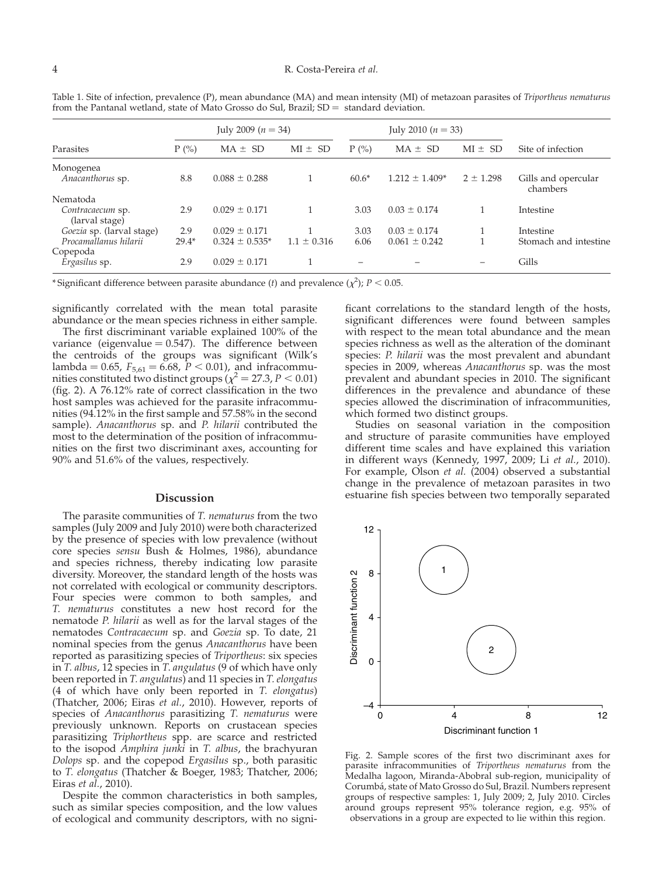Table 1. Site of infection, prevalence (P), mean abundance (MA) and mean intensity (MI) of metazoan parasites of *Triportheus nematurus* from the Pantanal wetland, state of Mato Grosso do Sul, Brazil; SD = standard deviation.

| Parasites | July 2009 ($n = 34$) | | | July 2010 ($n = 33$) | | | Site of infection |
|---|---|---|---|---|---|---|---|
| | P (%) | MA ± SD | MI ± SD | P (%) | MA ± SD | MI ± SD | |
| Monogenea | | | | | | | |
| *Anacanthorus* sp. | 8.8 | 0.088 ± 0.288 | 1 | 60.6* | 1.212 ± 1.409* | 2 ± 1.298 | Gills and opercular chambers |
| Nematoda | | | | | | | |
| *Contracaecum* sp. (larval stage) | 2.9 | 0.029 ± 0.171 | 1 | 3.03 | 0.03 ± 0.174 | 1 | Intestine |
| *Goezia* sp. (larval stage) | 2.9 | 0.029 ± 0.171 | 1 | 3.03 | 0.03 ± 0.174 | 1 | Intestine |
| *Procamallanus hilarii* | 29.4* | 0.324 ± 0.535* | 1.1 ± 0.316 | 6.06 | 0.061 ± 0.242 | 1 | Stomach and intestine |
| Copepoda | | | | | | | |
| *Ergasilus* sp. | 2.9 | 0.029 ± 0.171 | 1 | – | – | – | Gills |

* Significant difference between parasite abundance ($t$) and prevalence ($\chi^2$); $P < 0.05$.

significantly correlated with the mean total parasite abundance or the mean species richness in either sample.

The first discriminant variable explained 100% of the variance (eigenvalue = 0.547). The difference between the centroids of the groups was significant (Wilk's lambda = 0.65, $F_{5,61} = 6.68$, $P < 0.01$), and infracommunities constituted two distinct groups ($\chi^2 = 27.3$, $P < 0.01$) (fig. 2). A 76.12% rate of correct classification in the two host samples was achieved for the parasite infracommunities (94.12% in the first sample and 57.58% in the second sample). *Anacanthorus* sp. and *P. hilarii* contributed the most to the determination of the position of infracommunities on the first two discriminant axes, accounting for 90% and 51.6% of the values, respectively.

## Discussion

The parasite communities of *T. nematurus* from the two samples (July 2009 and July 2010) were both characterized by the presence of species with low prevalence (without core species *sensu* Bush & Holmes, 1986), abundance and species richness, thereby indicating low parasite diversity. Moreover, the standard length of the hosts was not correlated with ecological or community descriptors. Four species were common to both samples, and *T. nematurus* constitutes a new host record for the nematode *P. hilarii* as well as for the larval stages of the nematodes *Contracaecum* sp. and *Goezia* sp. To date, 21 nominal species from the genus *Anacanthorus* have been reported as parasitizing species of *Triportheus*: six species in *T. albus*, 12 species in *T. angulatus* (9 of which have only been reported in *T. angulatus*) and 11 species in *T. elongatus* (4 of which have only been reported in *T. elongatus*) (Thatcher, 2006; Eiras *et al.*, 2010). However, reports of species of *Anacanthorus* parasitizing *T. nematurus* were previously unknown. Reports on crustacean species parasitizing *Triphortheus* spp. are scarce and restricted to the isopod *Amphira junki* in *T. albus*, the brachyuran *Dolops* sp. and the copepod *Ergasilus* sp., both parasitic to *T. elongatus* (Thatcher & Boeger, 1983; Thatcher, 2006; Eiras *et al.*, 2010).

Despite the common characteristics in both samples, such as similar species composition, and the low values of ecological and community descriptors, with no significant correlations to the standard length of the hosts, significant differences were found between samples with respect to the mean total abundance and the mean species richness as well as the alteration of the dominant species: *P. hilarii* was the most prevalent and abundant species in 2009, whereas *Anacanthorus* sp. was the most prevalent and abundant species in 2010. The significant differences in the prevalence and abundance of these species allowed the discrimination of infracommunities, which formed two distinct groups.

Studies on seasonal variation in the composition and structure of parasite communities have employed different time scales and have explained this variation in different ways (Kennedy, 1997, 2009; Li *et al.*, 2010). For example, Olson *et al.* (2004) observed a substantial change in the prevalence of metazoan parasites in two estuarine fish species between two temporally separated

Fig. 2. Sample scores of the first two discriminant axes for parasite infracommunities of *Triportheus nematurus* from the Medalha lagoon, Miranda-Abobral sub-region, municipality of Corumbá, state of Mato Grosso do Sul, Brazil. Numbers represent groups of respective samples: 1, July 2009; 2, July 2010. Circles around groups represent 95% tolerance region, e.g. 95% of observations in a group are expected to lie within this region.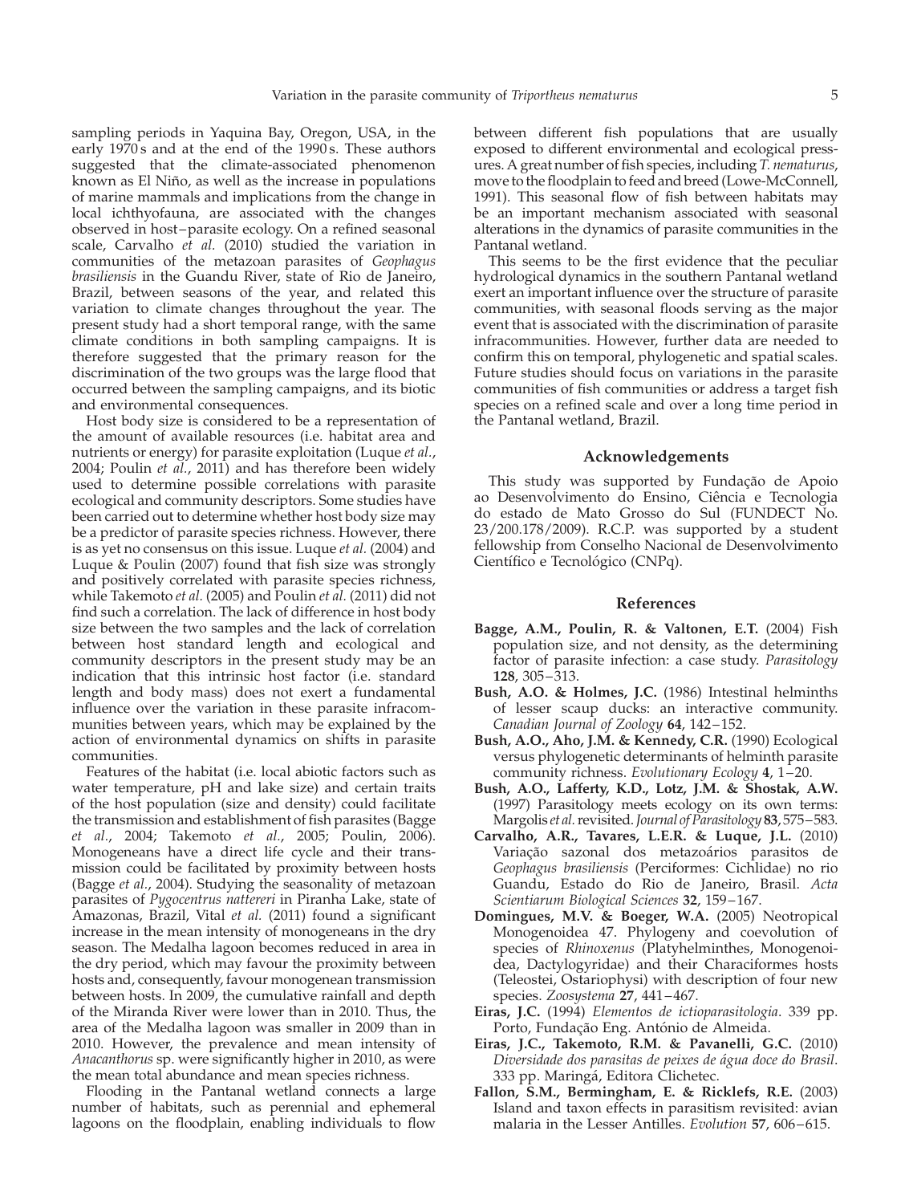sampling periods in Yaquina Bay, Oregon, USA, in the early 1970 s and at the end of the 1990 s. These authors suggested that the climate-associated phenomenon known as El Niño, as well as the increase in populations of marine mammals and implications from the change in local ichthyofauna, are associated with the changes observed in host–parasite ecology. On a refined seasonal scale, Carvalho *et al.* (2010) studied the variation in communities of the metazoan parasites of *Geophagus brasiliensis* in the Guandu River, state of Rio de Janeiro, Brazil, between seasons of the year, and related this variation to climate changes throughout the year. The present study had a short temporal range, with the same climate conditions in both sampling campaigns. It is therefore suggested that the primary reason for the discrimination of the two groups was the large flood that occurred between the sampling campaigns, and its biotic and environmental consequences.

Host body size is considered to be a representation of the amount of available resources (i.e. habitat area and nutrients or energy) for parasite exploitation (Luque *et al.*, 2004; Poulin *et al.*, 2011) and has therefore been widely used to determine possible correlations with parasite ecological and community descriptors. Some studies have been carried out to determine whether host body size may be a predictor of parasite species richness. However, there is as yet no consensus on this issue. Luque *et al.* (2004) and Luque & Poulin (2007) found that fish size was strongly and positively correlated with parasite species richness, while Takemoto *et al.* (2005) and Poulin *et al.* (2011) did not find such a correlation. The lack of difference in host body size between the two samples and the lack of correlation between host standard length and ecological and community descriptors in the present study may be an indication that this intrinsic host factor (i.e. standard length and body mass) does not exert a fundamental influence over the variation in these parasite infracommunities between years, which may be explained by the action of environmental dynamics on shifts in parasite communities.

Features of the habitat (i.e. local abiotic factors such as water temperature, pH and lake size) and certain traits of the host population (size and density) could facilitate the transmission and establishment of fish parasites (Bagge *et al.*, 2004; Takemoto *et al.*, 2005; Poulin, 2006). Monogeneans have a direct life cycle and their transmission could be facilitated by proximity between hosts (Bagge *et al.*, 2004). Studying the seasonality of metazoan parasites of *Pygocentrus nattereri* in Piranha Lake, state of Amazonas, Brazil, Vital *et al.* (2011) found a significant increase in the mean intensity of monogeneans in the dry season. The Medalha lagoon becomes reduced in area in the dry period, which may favour the proximity between hosts and, consequently, favour monogenean transmission between hosts. In 2009, the cumulative rainfall and depth of the Miranda River were lower than in 2010. Thus, the area of the Medalha lagoon was smaller in 2009 than in 2010. However, the prevalence and mean intensity of *Anacanthorus* sp. were significantly higher in 2010, as were the mean total abundance and mean species richness.

Flooding in the Pantanal wetland connects a large number of habitats, such as perennial and ephemeral lagoons on the floodplain, enabling individuals to flow between different fish populations that are usually exposed to different environmental and ecological pressures. A great number of fish species, including *T. nematurus*, move to the floodplain to feed and breed (Lowe-McConnell, 1991). This seasonal flow of fish between habitats may be an important mechanism associated with seasonal alterations in the dynamics of parasite communities in the Pantanal wetland.

This seems to be the first evidence that the peculiar hydrological dynamics in the southern Pantanal wetland exert an important influence over the structure of parasite communities, with seasonal floods serving as the major event that is associated with the discrimination of parasite infracommunities. However, further data are needed to confirm this on temporal, phylogenetic and spatial scales. Future studies should focus on variations in the parasite communities of fish communities or address a target fish species on a refined scale and over a long time period in the Pantanal wetland, Brazil.

## Acknowledgements

This study was supported by Fundação de Apoio ao Desenvolvimento do Ensino, Ciência e Tecnologia do estado de Mato Grosso do Sul (FUNDECT No. 23/200.178/2009). R.C.P. was supported by a student fellowship from Conselho Nacional de Desenvolvimento Científico e Tecnológico (CNPq).

## References

**Bagge, A.M., Poulin, R. & Valtonen, E.T.** (2004) Fish population size, and not density, as the determining factor of parasite infection: a case study. *Parasitology* **128**, 305–313.

**Bush, A.O. & Holmes, J.C.** (1986) Intestinal helminths of lesser scaup ducks: an interactive community. *Canadian Journal of Zoology* **64**, 142–152.

**Bush, A.O., Aho, J.M. & Kennedy, C.R.** (1990) Ecological versus phylogenetic determinants of helminth parasite community richness. *Evolutionary Ecology* **4**, 1–20.

**Bush, A.O., Lafferty, K.D., Lotz, J.M. & Shostak, A.W.** (1997) Parasitology meets ecology on its own terms: Margolis *et al.* revisited. *Journal of Parasitology* **83**, 575–583.

**Carvalho, A.R., Tavares, L.E.R. & Luque, J.L.** (2010) Variação sazonal dos metazoários parasitos de *Geophagus brasiliensis* (Perciformes: Cichlidae) no rio Guandu, Estado do Rio de Janeiro, Brasil. *Acta Scientiarum Biological Sciences* **32**, 159–167.

**Domingues, M.V. & Boeger, W.A.** (2005) Neotropical Monogenoidea 47. Phylogeny and coevolution of species of *Rhinoxenus* (Platyhelminthes, Monogenoidea, Dactylogyridae) and their Characiformes hosts (Teleostei, Ostariophysi) with description of four new species. *Zoosystema* **27**, 441–467.

**Eiras, J.C.** (1994) *Elementos de ictioparasitologia*. 339 pp. Porto, Fundação Eng. António de Almeida.

**Eiras, J.C., Takemoto, R.M. & Pavanelli, G.C.** (2010) *Diversidade dos parasitas de peixes de água doce do Brasil*. 333 pp. Maringá, Editora Clichetec.

**Fallon, S.M., Bermingham, E. & Ricklefs, R.E.** (2003) Island and taxon effects in parasitism revisited: avian malaria in the Lesser Antilles. *Evolution* **57**, 606–615.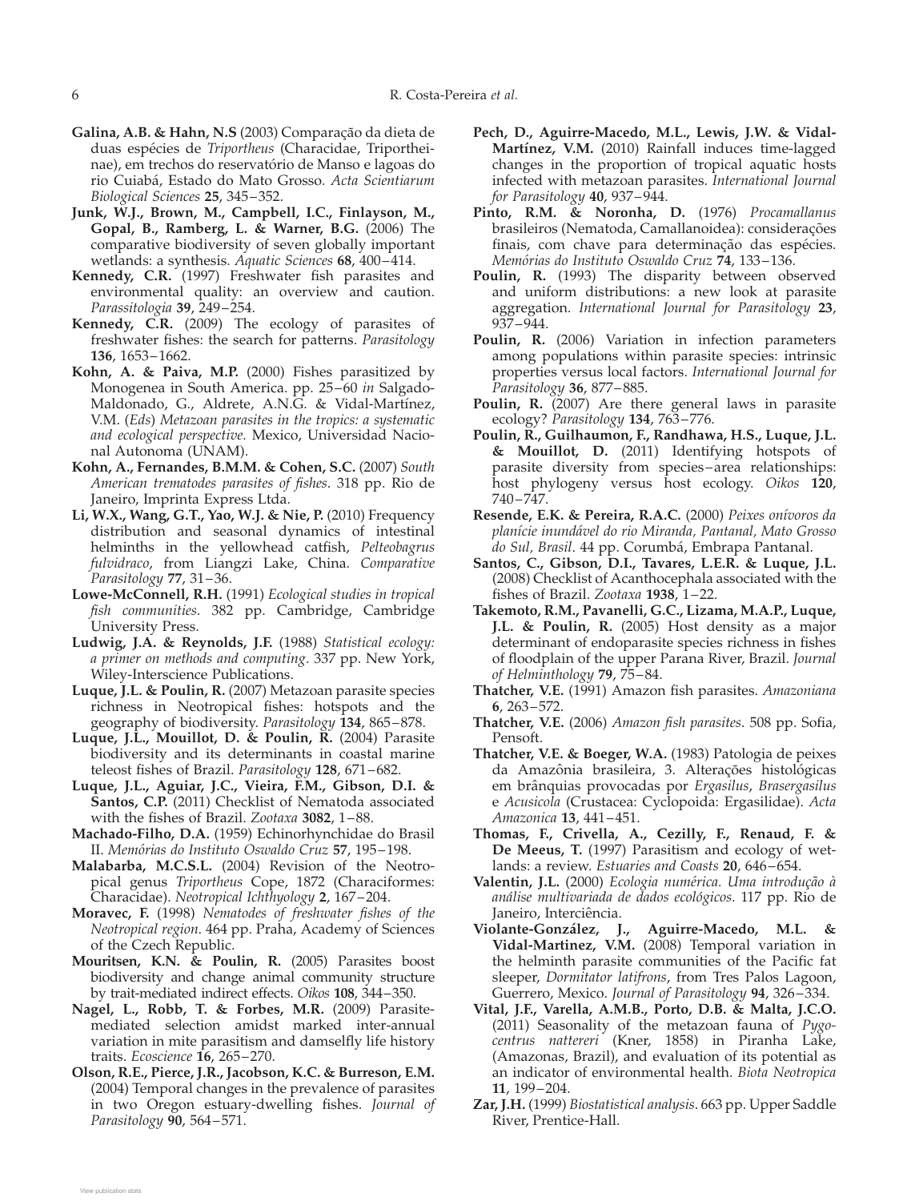**Galina, A.B. & Hahn, N.S** (2003) Comparação da dieta de duas espécies de *Triportheus* (Characidae, Triportheinae), em trechos do reservatório de Manso e lagoas do rio Cuiabá, Estado do Mato Grosso. *Acta Scientiarum Biological Sciences* **25**, 345–352.

**Junk, W.J., Brown, M., Campbell, I.C., Finlayson, M., Gopal, B., Ramberg, L. & Warner, B.G.** (2006) The comparative biodiversity of seven globally important wetlands: a synthesis. *Aquatic Sciences* **68**, 400–414.

**Kennedy, C.R.** (1997) Freshwater fish parasites and environmental quality: an overview and caution. *Parassitologia* **39**, 249–254.

**Kennedy, C.R.** (2009) The ecology of parasites of freshwater fishes: the search for patterns. *Parasitology* **136**, 1653–1662.

**Kohn, A. & Paiva, M.P.** (2000) Fishes parasitized by Monogenea in South America. pp. 25–60 *in* Salgado-Maldonado, G., Aldrete, A.N.G. & Vidal-Martínez, V.M. (*Eds*) *Metazoan parasites in the tropics: a systematic and ecological perspective*. Mexico, Universidad Nacional Autonoma (UNAM).

**Kohn, A., Fernandes, B.M.M. & Cohen, S.C.** (2007) *South American trematodes parasites of fishes*. 318 pp. Rio de Janeiro, Imprinta Express Ltda.

**Li, W.X., Wang, G.T., Yao, W.J. & Nie, P.** (2010) Frequency distribution and seasonal dynamics of intestinal helminths in the yellowhead catfish, *Pelteobagrus fulvidraco*, from Liangzi Lake, China. *Comparative Parasitology* **77**, 31–36.

**Lowe-McConnell, R.H.** (1991) *Ecological studies in tropical fish communities*. 382 pp. Cambridge, Cambridge University Press.

**Ludwig, J.A. & Reynolds, J.F.** (1988) *Statistical ecology: a primer on methods and computing*. 337 pp. New York, Wiley-Interscience Publications.

**Luque, J.L. & Poulin, R.** (2007) Metazoan parasite species richness in Neotropical fishes: hotspots and the geography of biodiversity. *Parasitology* **134**, 865–878.

**Luque, J.L., Mouillot, D. & Poulin, R.** (2004) Parasite biodiversity and its determinants in coastal marine teleost fishes of Brazil. *Parasitology* **128**, 671–682.

**Luque, J.L., Aguiar, J.C., Vieira, F.M., Gibson, D.I. & Santos, C.P.** (2011) Checklist of Nematoda associated with the fishes of Brazil. *Zootaxa* **3082**, 1–88.

**Machado-Filho, D.A.** (1959) Echinorhynchidae do Brasil II. *Memórias do Instituto Oswaldo Cruz* **57**, 195–198.

**Malabarba, M.C.S.L.** (2004) Revision of the Neotropical genus *Triportheus* Cope, 1872 (Characiformes: Characidae). *Neotropical Ichthyology* **2**, 167–204.

**Moravec, F.** (1998) *Nematodes of freshwater fishes of the Neotropical region*. 464 pp. Praha, Academy of Sciences of the Czech Republic.

**Mouritsen, K.N. & Poulin, R.** (2005) Parasites boost biodiversity and change animal community structure by trait-mediated indirect effects. *Oikos* **108**, 344–350.

**Nagel, L., Robb, T. & Forbes, M.R.** (2009) Parasite-mediated selection amidst marked inter-annual variation in mite parasitism and damselfly life history traits. *Ecoscience* **16**, 265–270.

**Olson, R.E., Pierce, J.R., Jacobson, K.C. & Burreson, E.M.** (2004) Temporal changes in the prevalence of parasites in two Oregon estuary-dwelling fishes. *Journal of Parasitology* **90**, 564–571.

**Pech, D., Aguirre-Macedo, M.L., Lewis, J.W. & Vidal-Martínez, V.M.** (2010) Rainfall induces time-lagged changes in the proportion of tropical aquatic hosts infected with metazoan parasites. *International Journal for Parasitology* **40**, 937–944.

**Pinto, R.M. & Noronha, D.** (1976) *Procamallanus* brasileiros (Nematoda, Camallanoidea): considerações finais, com chave para determinação das espécies. *Memórias do Instituto Oswaldo Cruz* **74**, 133–136.

**Poulin, R.** (1993) The disparity between observed and uniform distributions: a new look at parasite aggregation. *International Journal for Parasitology* **23**, 937–944.

**Poulin, R.** (2006) Variation in infection parameters among populations within parasite species: intrinsic properties versus local factors. *International Journal for Parasitology* **36**, 877–885.

**Poulin, R.** (2007) Are there general laws in parasite ecology? *Parasitology* **134**, 763–776.

**Poulin, R., Guilhaumon, F., Randhawa, H.S., Luque, J.L. & Mouillot, D.** (2011) Identifying hotspots of parasite diversity from species–area relationships: host phylogeny versus host ecology. *Oikos* **120**, 740–747.

**Resende, E.K. & Pereira, R.A.C.** (2000) *Peixes onívoros da planície inundável do rio Miranda, Pantanal, Mato Grosso do Sul, Brasil*. 44 pp. Corumbá, Embrapa Pantanal.

**Santos, C., Gibson, D.I., Tavares, L.E.R. & Luque, J.L.** (2008) Checklist of Acanthocephala associated with the fishes of Brazil. *Zootaxa* **1938**, 1–22.

**Takemoto, R.M., Pavanelli, G.C., Lizama, M.A.P., Luque, J.L. & Poulin, R.** (2005) Host density as a major determinant of endoparasite species richness in fishes of floodplain of the upper Parana River, Brazil. *Journal of Helminthology* **79**, 75–84.

**Thatcher, V.E.** (1991) Amazon fish parasites. *Amazoniana* **6**, 263–572.

**Thatcher, V.E.** (2006) *Amazon fish parasites*. 508 pp. Sofia, Pensoft.

**Thatcher, V.E. & Boeger, W.A.** (1983) Patologia de peixes da Amazônia brasileira, 3. Alterações histológicas em brânquias provocadas por *Ergasilus*, *Brasergasilus* e *Acusicola* (Crustacea: Cyclopoida: Ergasilidae). *Acta Amazonica* **13**, 441–451.

**Thomas, F., Crivella, A., Cezilly, F., Renaud, F. & De Meeus, T.** (1997) Parasitism and ecology of wetlands: a review. *Estuaries and Coasts* **20**, 646–654.

**Valentin, J.L.** (2000) *Ecologia numérica. Uma introdução à análise multivariada de dados ecológicos*. 117 pp. Rio de Janeiro, Interciência.

**Violante-González, J., Aguirre-Macedo, M.L. & Vidal-Martinez, V.M.** (2008) Temporal variation in the helminth parasite communities of the Pacific fat sleeper, *Dormitator latifrons*, from Tres Palos Lagoon, Guerrero, Mexico. *Journal of Parasitology* **94**, 326–334.

**Vital, J.F., Varella, A.M.B., Porto, D.B. & Malta, J.C.O.** (2011) Seasonality of the metazoan fauna of *Pygocentrus nattereri* (Kner, 1858) in Piranha Lake, (Amazonas, Brazil), and evaluation of its potential as an indicator of environmental health. *Biota Neotropica* **11**, 199–204.

**Zar, J.H.** (1999) *Biostatistical analysis*. 663 pp. Upper Saddle River, Prentice-Hall.